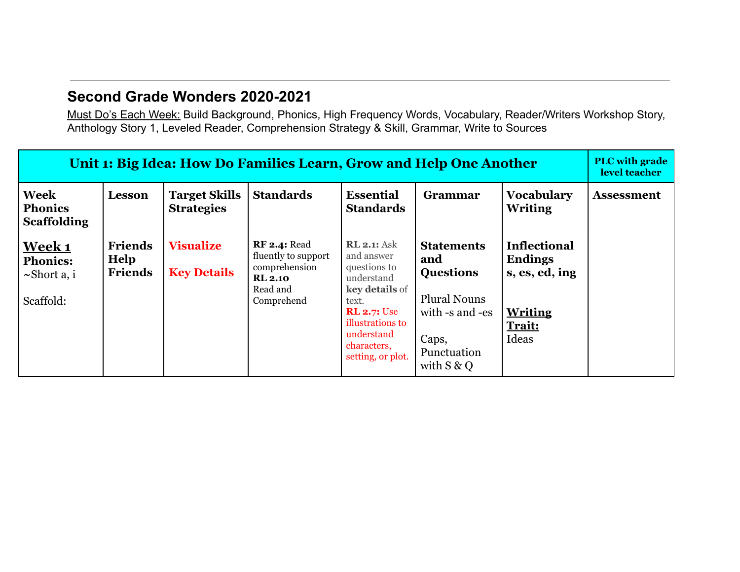## Second Grade Wonders 2020-2021

Must Do's Each Week: Build Background, Phonics, High Frequency Words, Vocabulary, Reader/Writers Workshop Story, Anthology Story 1, Leveled Reader, Comprehension Strategy & Skill, Grammar, Write to Sources

| Unit 1: Big Idea: How Do Families Learn, Grow and Help One Another | | | | | | | PLC with grade level teacher |
|---|---|---|---|---|---|---|---|
| **Week Phonics Scaffolding** | **Lesson** | **Target Skills Strategies** | **Standards** | **Essential Standards** | **Grammar** | **Vocabulary Writing** | **Assessment** |
| **Week 1**<br>**Phonics:**<br>~Short a, i<br><br>Scaffold: | **Friends Help Friends** | **Visualize**<br><br>**Key Details** | **RF 2.4:** Read fluently to support comprehension<br>**RL 2.10** Read and Comprehend | **RL 2.1:** Ask and answer questions to understand **key details** of text.<br>**RL 2.7:** Use illustrations to understand characters, setting, or plot. | **Statements and Questions**<br><br>Plural Nouns with -s and -es<br><br>Caps, Punctuation with S & Q | **Inflectional Endings s, es, ed, ing**<br><br>**Writing Trait:**<br>Ideas | |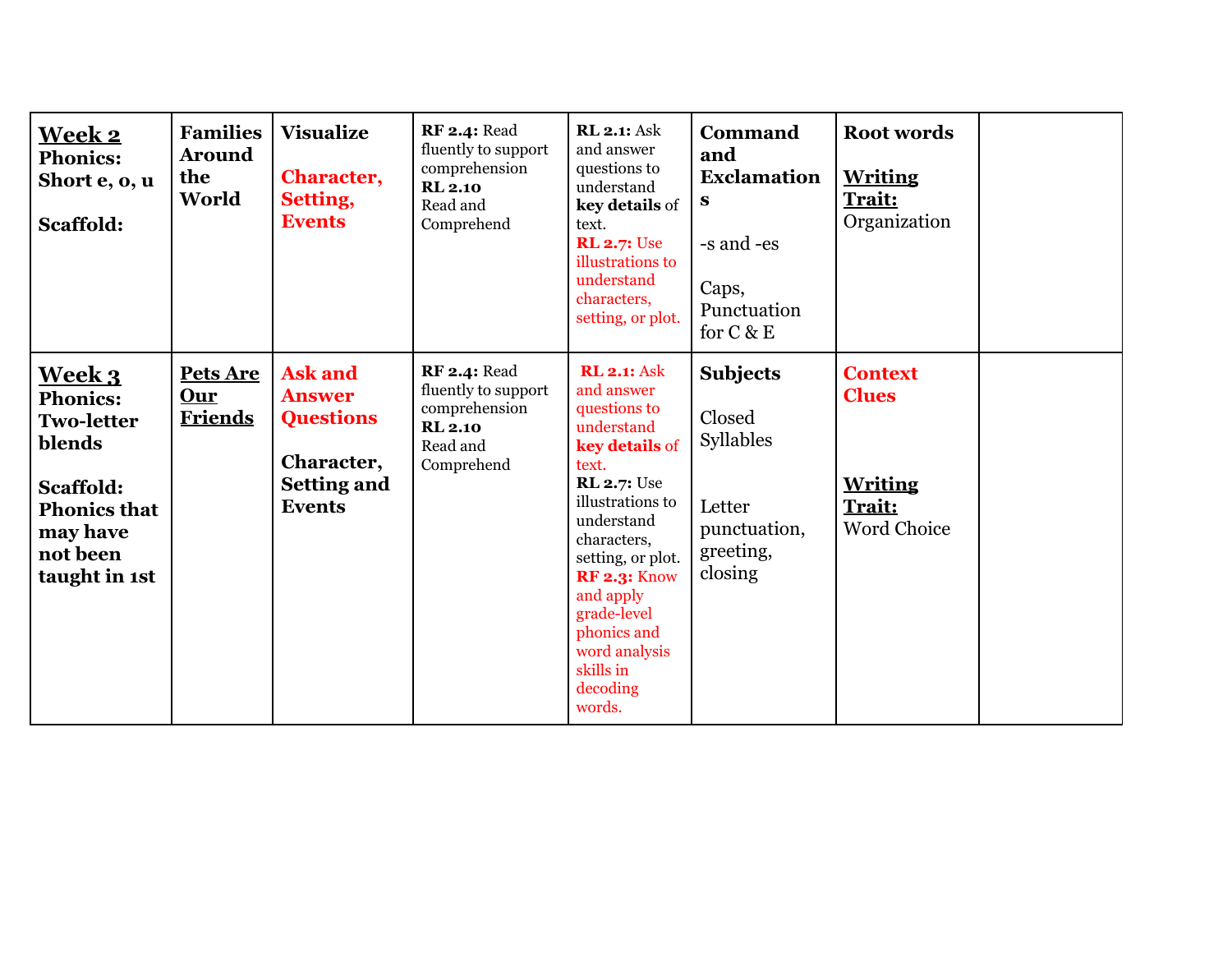| **Week 2** **Phonics: Short e, o, u** **Scaffold:** | **Families Around the World** | **Visualize** **Character, Setting, Events** | **RF 2.4:** Read fluently to support comprehension **RL 2.10** Read and Comprehend | **RL 2.1:** Ask and answer questions to understand **key details** of text. **RL 2.7:** Use illustrations to understand characters, setting, or plot. | **Command and Exclamations** -s and -es Caps, Punctuation for C & E | **Root words** **Writing Trait:** Organization | |
|---|---|---|---|---|---|---|---|
| **Week 3** **Phonics: Two-letter blends** **Scaffold: Phonics that may have not been taught in 1st** | **Pets Are Our Friends** | **Ask and Answer Questions** **Character, Setting and Events** | **RF 2.4:** Read fluently to support comprehension **RL 2.10** Read and Comprehend | **RL 2.1:** Ask and answer questions to understand **key details** of text. **RL 2.7:** Use illustrations to understand characters, setting, or plot. **RF 2.3:** Know and apply grade-level phonics and word analysis skills in decoding words. | **Subjects** Closed Syllables Letter punctuation, greeting, closing | **Context Clues** **Writing Trait:** Word Choice | |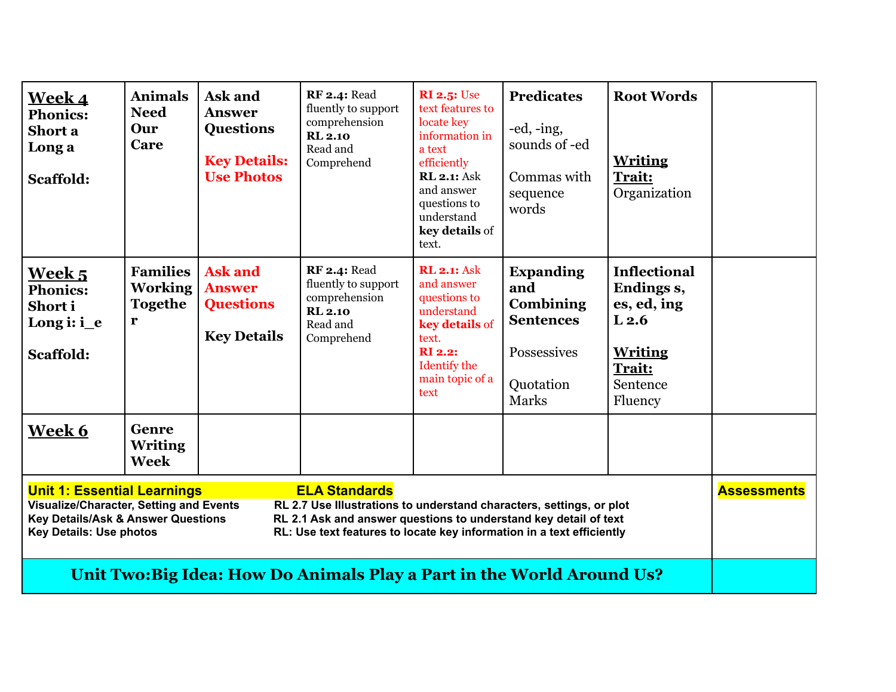| | | | | | | | |
|---|---|---|---|---|---|---|---|
| **Week 4**<br>**Phonics: Short a Long a**<br><br>**Scaffold:** | **Animals Need Our Care** | **Ask and Answer Questions**<br><br>**Key Details: Use Photos** | **RF 2.4:** Read fluently to support comprehension<br>**RL 2.10** Read and Comprehend | **RI 2.5:** Use text features to locate key information in a text efficiently<br>**RL 2.1:** Ask and answer questions to understand **key details** of text. | **Predicates**<br><br>-ed, -ing, sounds of -ed<br><br>Commas with sequence words | **Root Words**<br><br>**Writing Trait:** Organization | |
| **Week 5**<br>**Phonics: Short i Long i: i_e**<br><br>**Scaffold:** | **Families Working Together** | **Ask and Answer Questions**<br><br>**Key Details** | **RF 2.4:** Read fluently to support comprehension<br>**RL 2.10** Read and Comprehend | **RL 2.1:** Ask and answer questions to understand **key details** of text.<br>**RI 2.2:** Identify the main topic of a text | **Expanding and Combining Sentences**<br><br>Possessives<br><br>Quotation Marks | **Inflectional Endings s, es, ed, ing L 2.6**<br><br>**Writing Trait:** Sentence Fluency | |
| **Week 6** | **Genre Writing Week** | | | | | | |

**Unit 1: Essential Learnings** — **ELA Standards** — **Assessments**

**Visualize/Character, Setting and Events** — **RL 2.7 Use Illustrations to understand characters, settings, or plot**
**Key Details/Ask & Answer Questions** — **RL 2.1 Ask and answer questions to understand key detail of text**
**Key Details: Use photos** — **RL: Use text features to locate key information in a text efficiently**

## Unit Two:Big Idea: How Do Animals Play a Part in the World Around Us?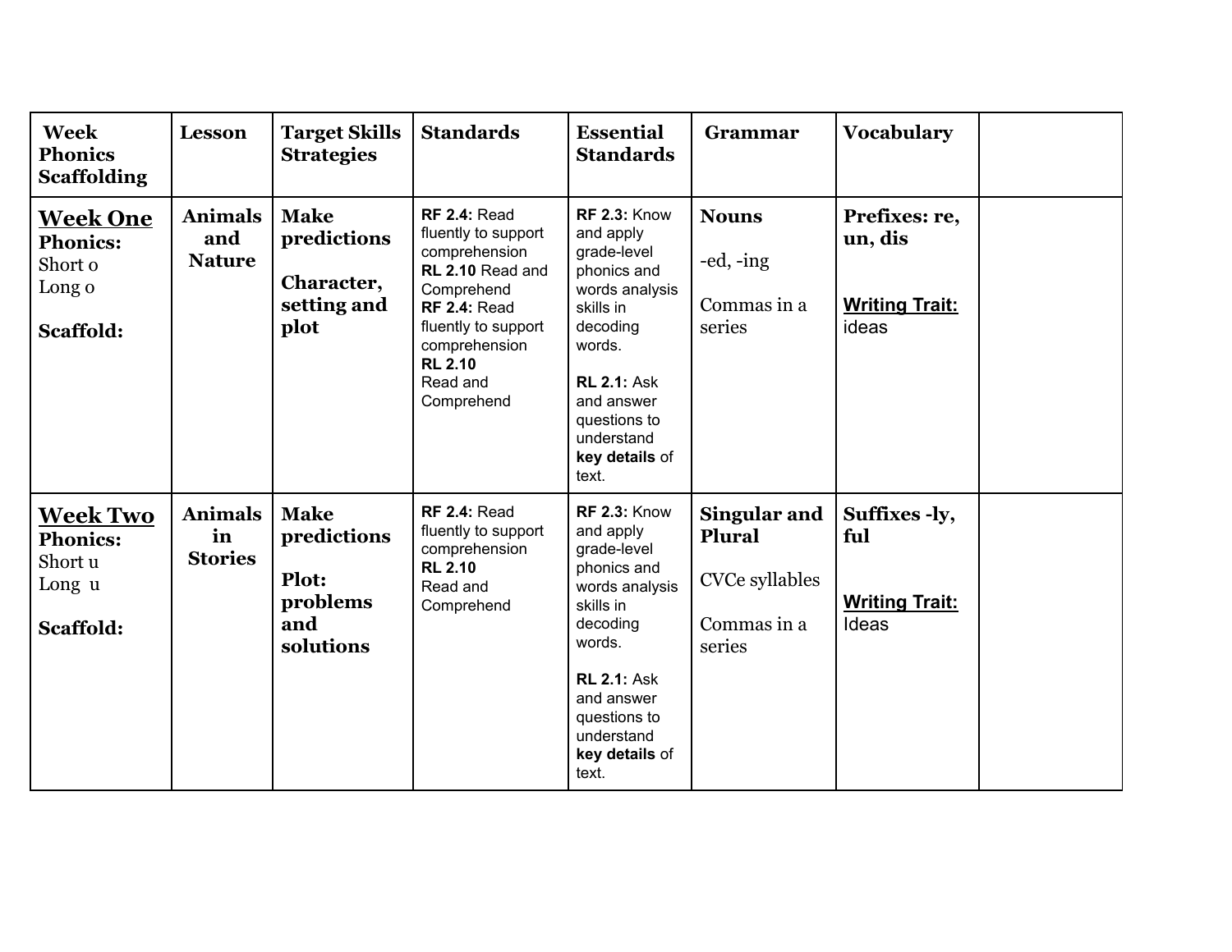| Week Phonics Scaffolding | Lesson | Target Skills Strategies | Standards | Essential Standards | Grammar | Vocabulary | |
|---|---|---|---|---|---|---|---|
| **Week One**<br>**Phonics:**<br>Short o<br>Long o<br><br>**Scaffold:** | **Animals and Nature** | **Make predictions**<br><br>**Character, setting and plot** | **RF 2.4:** Read fluently to support comprehension<br>**RL 2.10** Read and Comprehend<br>**RF 2.4:** Read fluently to support comprehension<br>**RL 2.10**<br>Read and Comprehend | **RF 2.3:** Know and apply grade-level phonics and words analysis skills in decoding words.<br><br>**RL 2.1:** Ask and answer questions to understand **key details** of text. | **Nouns**<br><br>-ed, -ing<br><br>Commas in a series | **Prefixes: re, un, dis**<br><br>**Writing Trait:**<br>ideas | |
| **Week Two**<br>**Phonics:**<br>Short u<br>Long u<br><br>**Scaffold:** | **Animals in Stories** | **Make predictions**<br><br>**Plot: problems and solutions** | **RF 2.4:** Read fluently to support comprehension<br>**RL 2.10**<br>Read and Comprehend | **RF 2.3:** Know and apply grade-level phonics and words analysis skills in decoding words.<br><br>**RL 2.1:** Ask and answer questions to understand **key details** of text. | **Singular and Plural**<br><br>CVCe syllables<br><br>Commas in a series | **Suffixes -ly, ful**<br><br>**Writing Trait:**<br>Ideas | |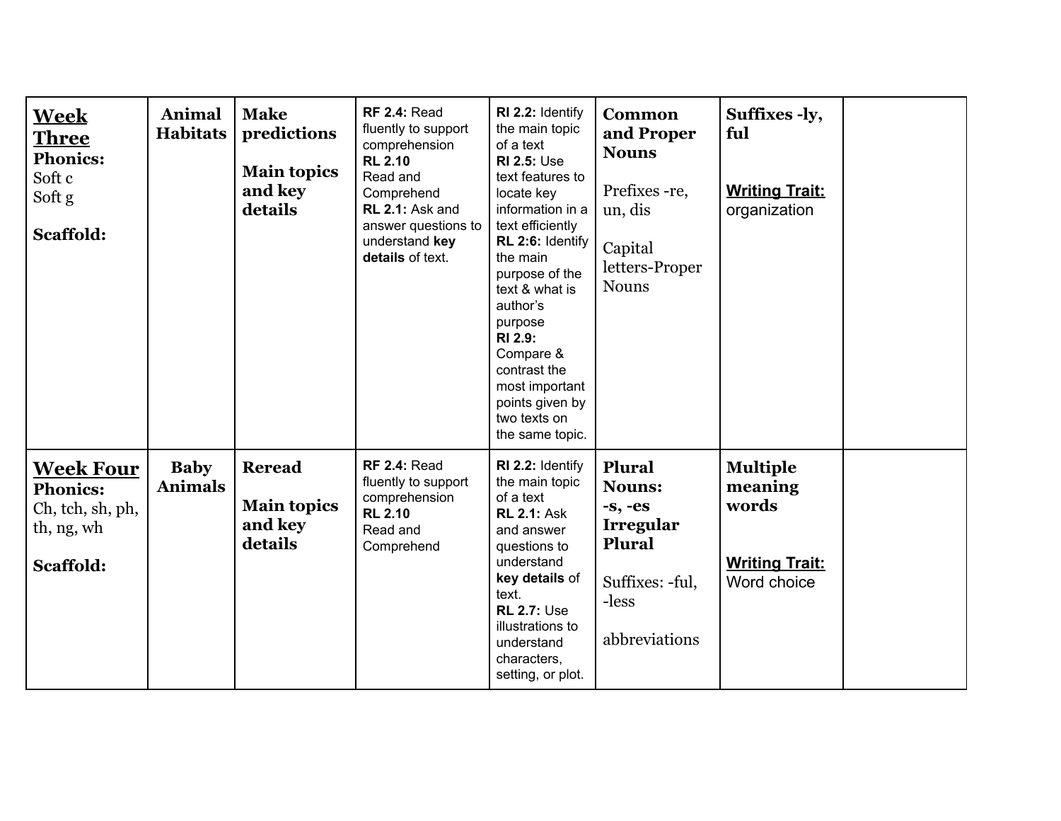| | | | | | | | |
|---|---|---|---|---|---|---|---|
| **Week Three**<br>**Phonics:**<br>Soft c<br>Soft g<br><br>**Scaffold:** | **Animal Habitats** | **Make predictions**<br><br>**Main topics and key details** | **RF 2.4:** Read fluently to support comprehension<br>**RL 2.10** Read and Comprehend<br>**RL 2.1:** Ask and answer questions to understand **key details** of text. | **RI 2.2:** Identify the main topic of a text<br>**RI 2.5:** Use text features to locate key information in a text efficiently<br>**RL 2:6:** Identify the main purpose of the text & what is author's purpose<br>**RI 2.9:** Compare & contrast the most important points given by two texts on the same topic. | **Common and Proper Nouns**<br><br>Prefixes -re, un, dis<br><br>Capital letters-Proper Nouns | **Suffixes -ly, ful**<br><br>**Writing Trait:** organization | |
| **Week Four**<br>**Phonics:**<br>Ch, tch, sh, ph, th, ng, wh<br><br>**Scaffold:** | **Baby Animals** | **Reread**<br><br>**Main topics and key details** | **RF 2.4:** Read fluently to support comprehension<br>**RL 2.10** Read and Comprehend | **RI 2.2:** Identify the main topic of a text<br>**RL 2.1:** Ask and answer questions to understand **key details** of text.<br>**RL 2.7:** Use illustrations to understand characters, setting, or plot. | **Plural Nouns: -s, -es Irregular Plural**<br><br>Suffixes: -ful, -less<br><br>abbreviations | **Multiple meaning words**<br><br>**Writing Trait:** Word choice | |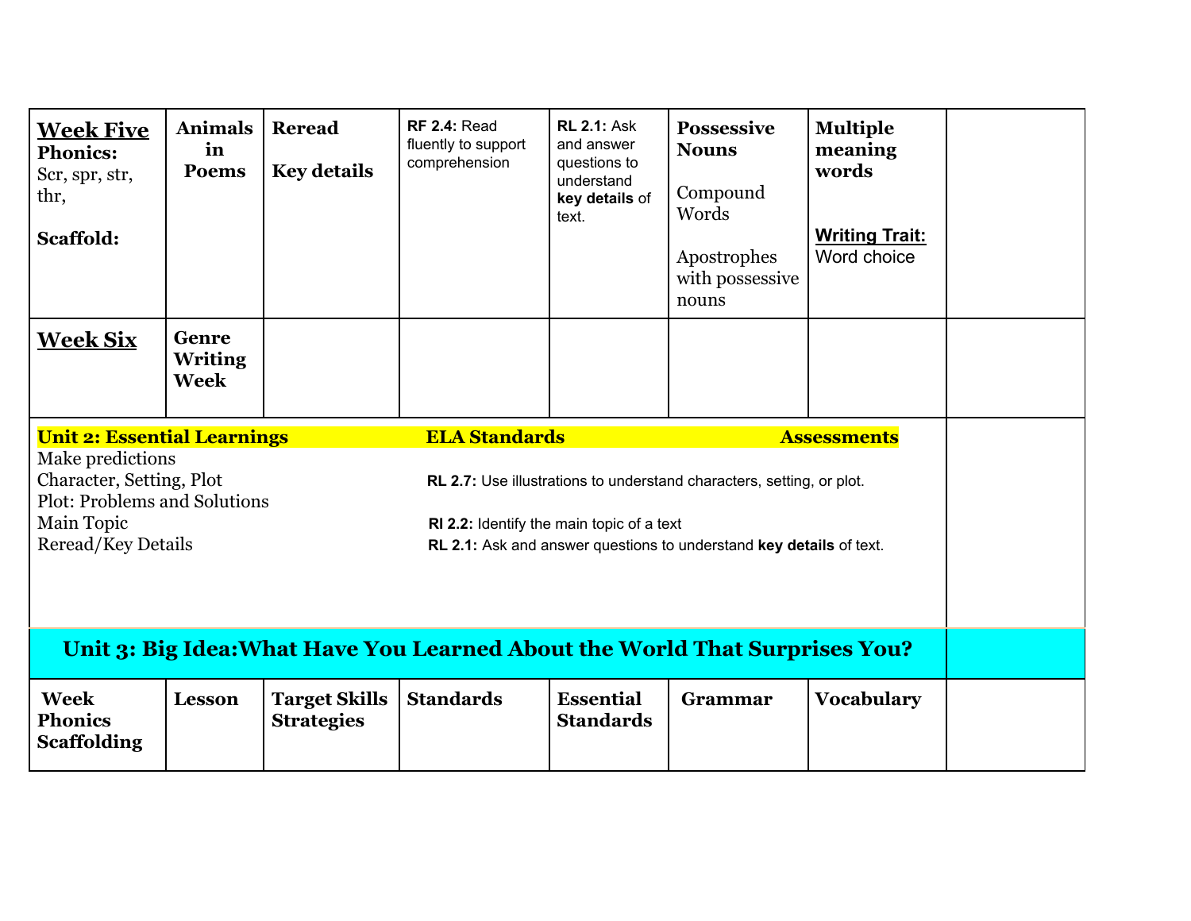| **Week Five** **Phonics:** Scr, spr, str, thr, **Scaffold:** | **Animals in Poems** | **Reread** **Key details** | **RF 2.4:** Read fluently to support comprehension | **RL 2.1:** Ask and answer questions to understand **key details** of text. | **Possessive Nouns** Compound Words Apostrophes with possessive nouns | **Multiple meaning words** **Writing Trait:** Word choice | |
|---|---|---|---|---|---|---|---|
| **Week Six** | **Genre Writing Week** | | | | | | |

| **Unit 2: Essential Learnings** | **ELA Standards** | **Assessments** | |
|---|---|---|---|
| Make predictions | | | |
| Character, Setting, Plot | **RL 2.7:** Use illustrations to understand characters, setting, or plot. | | |
| Plot: Problems and Solutions | | | |
| Main Topic | **RI 2.2:** Identify the main topic of a text | | |
| Reread/Key Details | **RL 2.1:** Ask and answer questions to understand **key details** of text. | | |

## Unit 3: Big Idea:What Have You Learned About the World That Surprises You?

| **Week** **Phonics** **Scaffolding** | **Lesson** | **Target Skills Strategies** | **Standards** | **Essential Standards** | **Grammar** | **Vocabulary** | |
|---|---|---|---|---|---|---|---|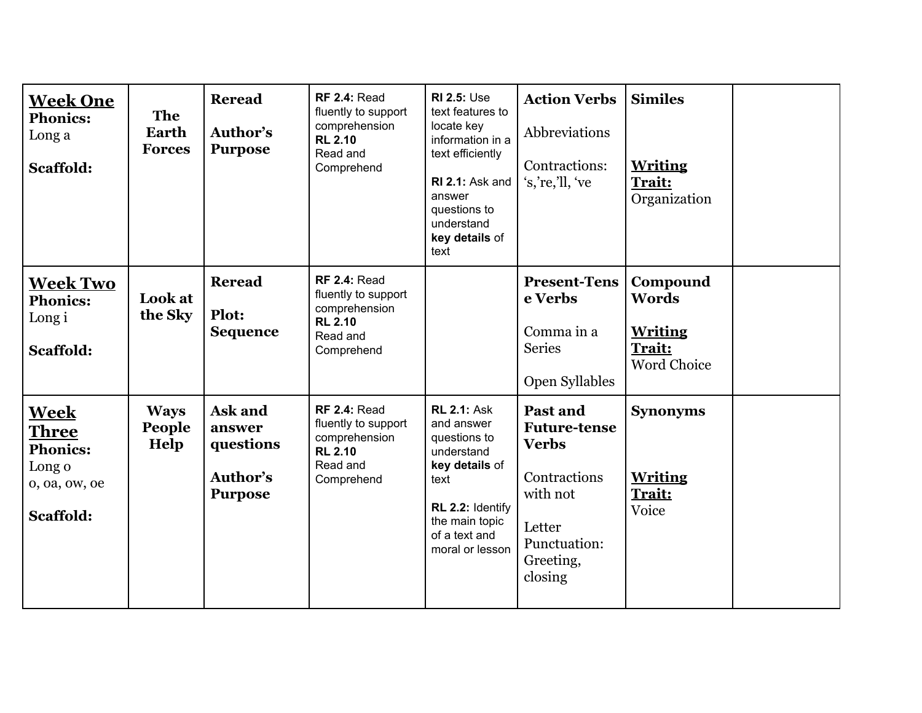| | | | | | | | |
|---|---|---|---|---|---|---|---|
| **Week One**<br>**Phonics:**<br>Long a<br><br>**Scaffold:** | **The Earth Forces** | **Reread**<br><br>**Author's Purpose** | **RF 2.4:** Read fluently to support comprehension<br>**RL 2.10**<br>Read and Comprehend | **RI 2.5:** Use text features to locate key information in a text efficiently<br><br>**RI 2.1:** Ask and answer questions to understand **key details** of text | **Action Verbs**<br><br>Abbreviations<br><br>Contractions: 's,'re,'ll, 've | **Similes**<br><br>**Writing Trait:**<br>Organization | |
| **Week Two**<br>**Phonics:**<br>Long i<br><br>**Scaffold:** | **Look at the Sky** | **Reread**<br><br>**Plot: Sequence** | **RF 2.4:** Read fluently to support comprehension<br>**RL 2.10**<br>Read and Comprehend | | **Present-Tense Verbs**<br><br>Comma in a Series<br><br>Open Syllables | **Compound Words**<br><br>**Writing Trait:**<br>Word Choice | |
| **Week Three**<br>**Phonics:**<br>Long o<br>o, oa, ow, oe<br><br>**Scaffold:** | **Ways People Help** | **Ask and answer questions**<br><br>**Author's Purpose** | **RF 2.4:** Read fluently to support comprehension<br>**RL 2.10**<br>Read and Comprehend | **RL 2.1:** Ask and answer questions to understand **key details** of text<br><br>**RL 2.2:** Identify the main topic of a text and moral or lesson | **Past and Future-tense Verbs**<br><br>Contractions with not<br><br>Letter Punctuation: Greeting, closing | **Synonyms**<br><br>**Writing Trait:**<br>Voice | |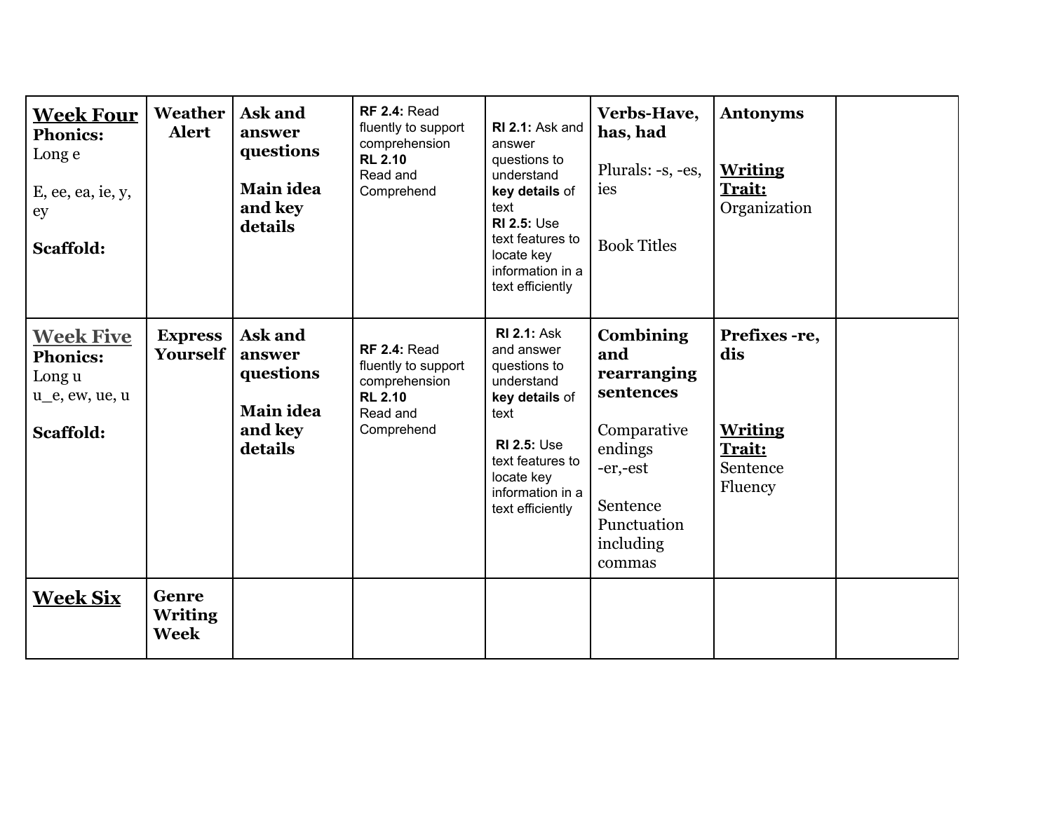| **Week Four** **Phonics:** Long e<br><br>E, ee, ea, ie, y, ey<br><br>**Scaffold:** | **Weather Alert** | **Ask and answer questions**<br><br>**Main idea and key details** | **RF 2.4:** Read fluently to support comprehension **RL 2.10** Read and Comprehend | **RI 2.1:** Ask and answer questions to understand **key details** of text **RI 2.5:** Use text features to locate key information in a text efficiently | **Verbs-Have, has, had**<br><br>Plurals: -s, -es, ies<br><br>Book Titles | **Antonyms**<br><br>**Writing Trait:** Organization | |
|---|---|---|---|---|---|---|---|
| **Week Five** **Phonics:** Long u u_e, ew, ue, u<br><br>**Scaffold:** | **Express Yourself** | **Ask and answer questions**<br><br>**Main idea and key details** | **RF 2.4:** Read fluently to support comprehension **RL 2.10** Read and Comprehend | **RI 2.1:** Ask and answer questions to understand **key details** of text<br><br>**RI 2.5:** Use text features to locate key information in a text efficiently | **Combining and rearranging sentences**<br><br>Comparative endings -er,-est<br><br>Sentence Punctuation including commas | **Prefixes -re, dis**<br><br>**Writing Trait:** Sentence Fluency | |
| **Week Six** | **Genre Writing Week** | | | | | | |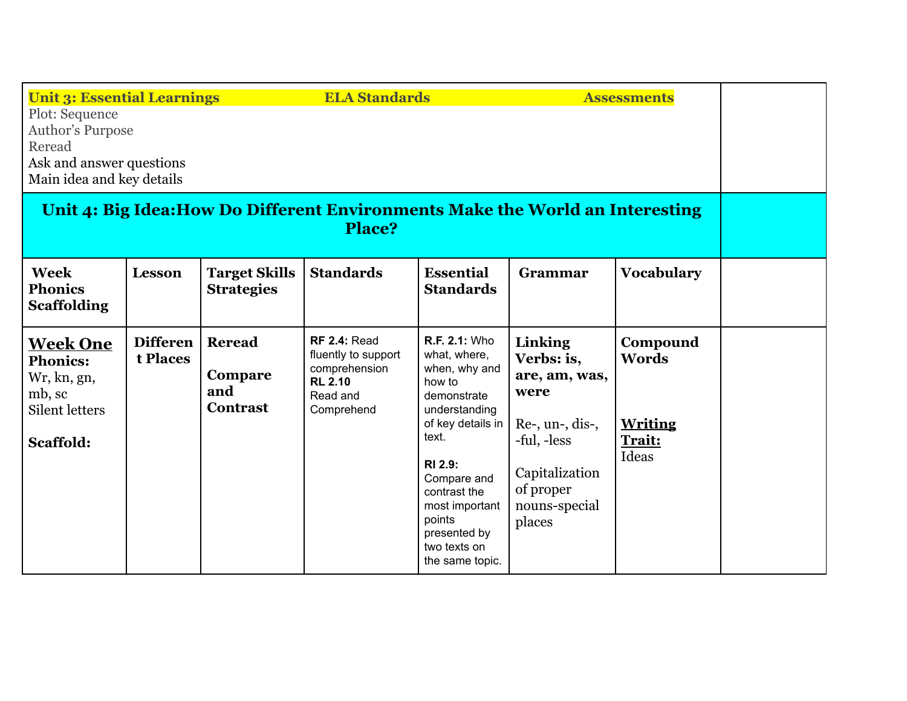| Unit 3: Essential Learnings | | | ELA Standards | | | Assessments | |
|---|---|---|---|---|---|---|---|
| Plot: Sequence<br>Author's Purpose<br>Reread<br>Ask and answer questions<br>Main idea and key details | | | | | | | |
| **Unit 4: Big Idea:How Do Different Environments Make the World an Interesting Place?** | | | | | | | |
| **Week Phonics Scaffolding** | **Lesson** | **Target Skills Strategies** | **Standards** | **Essential Standards** | **Grammar** | **Vocabulary** | |
| **<u>Week One</u>**<br>**Phonics:**<br>Wr, kn, gn, mb, sc<br>Silent letters<br><br>**Scaffold:** | **Different Places** | **Reread**<br><br>**Compare and Contrast** | **RF 2.4:** Read fluently to support comprehension<br>**RL 2.10** Read and Comprehend | **R.F. 2.1:** Who what, where, when, why and how to demonstrate understanding of key details in text.<br><br>**RI 2.9:** Compare and contrast the most important points presented by two texts on the same topic. | **Linking Verbs: is, are, am, was, were**<br><br>Re-, un-, dis-, -ful, -less<br><br>Capitalization of proper nouns-special places | **Compound Words**<br><br>**<u>Writing Trait:</u>** Ideas | |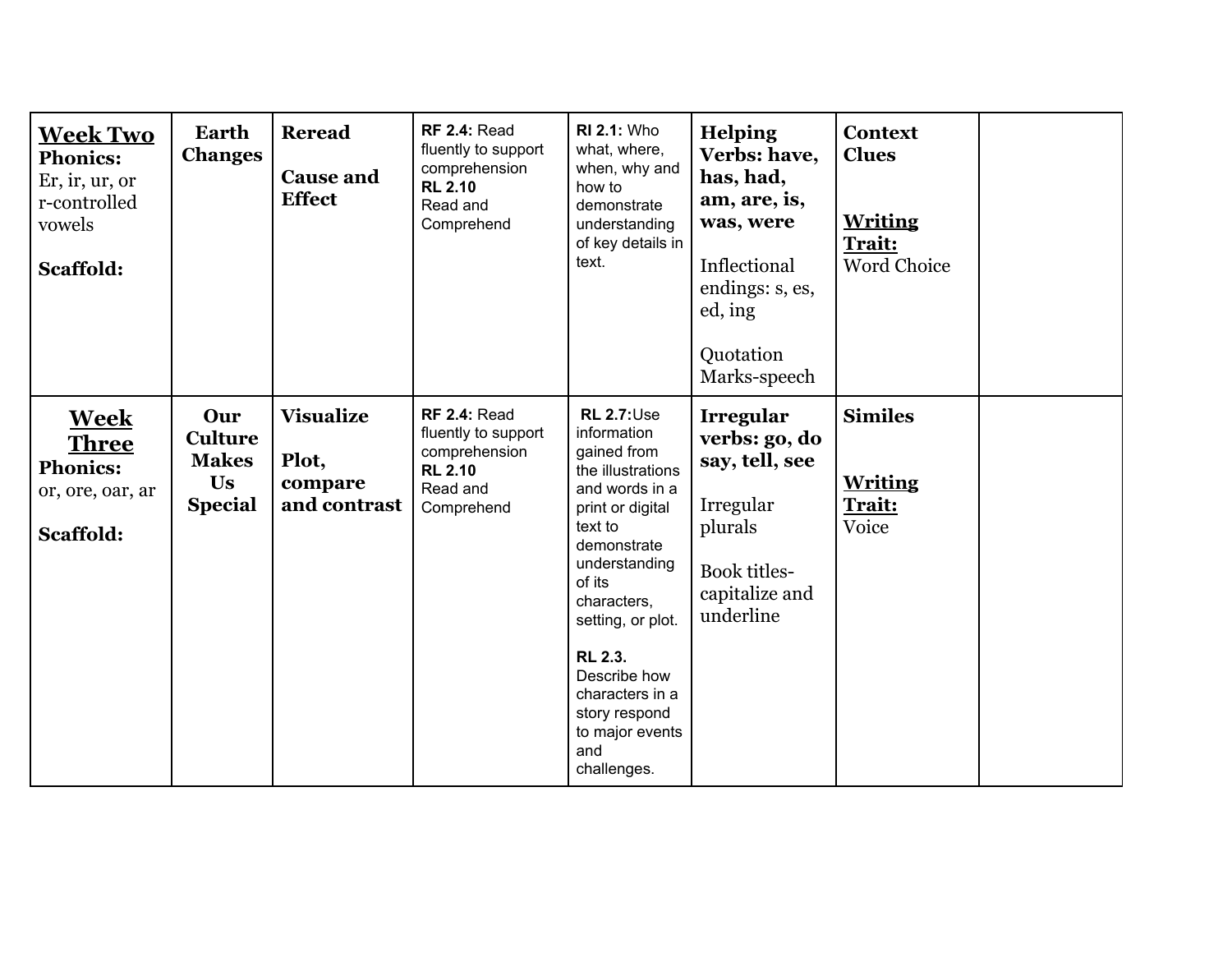| **Week Two** **Phonics:** Er, ir, ur, or r-controlled vowels **Scaffold:** | **Earth Changes** | **Reread** **Cause and Effect** | **RF 2.4:** Read fluently to support comprehension **RL 2.10** Read and Comprehend | **RI 2.1:** Who what, where, when, why and how to demonstrate understanding of key details in text. | **Helping Verbs: have, has, had, am, are, is, was, were** Inflectional endings: s, es, ed, ing Quotation Marks-speech | **Context Clues** **Writing Trait:** Word Choice | |
|---|---|---|---|---|---|---|---|
| **Week Three** **Phonics:** or, ore, oar, ar **Scaffold:** | **Our Culture Makes Us Special** | **Visualize** **Plot, compare and contrast** | **RF 2.4:** Read fluently to support comprehension **RL 2.10** Read and Comprehend | **RL 2.7:** Use information gained from the illustrations and words in a print or digital text to demonstrate understanding of its characters, setting, or plot. **RL 2.3.** Describe how characters in a story respond to major events and challenges. | **Irregular verbs: go, do say, tell, see** Irregular plurals Book titles- capitalize and underline | **Similes** **Writing Trait:** Voice | |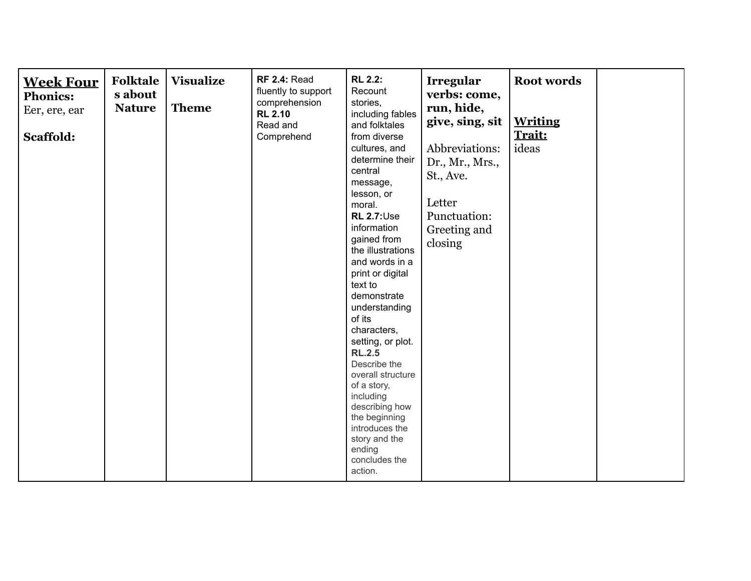| **Week Four** **Phonics:** Eer, ere, ear<br><br>**Scaffold:** | **Folktales about Nature** | **Visualize**<br><br>**Theme** | **RF 2.4:** Read fluently to support comprehension **RL 2.10** Read and Comprehend | **RL 2.2:** Recount stories, including fables and folktales from diverse cultures, and determine their central message, lesson, or moral. **RL 2.7:**Use information gained from the illustrations and words in a print or digital text to demonstrate understanding of its characters, setting, or plot. **RL.2.5** Describe the overall structure of a story, including describing how the beginning introduces the story and the ending concludes the action. | **Irregular verbs: come, run, hide, give, sing, sit**<br><br>Abbreviations: Dr., Mr., Mrs., St., Ave.<br><br>Letter Punctuation: Greeting and closing | **Root words**<br><br>**Writing Trait:** ideas | |
|---|---|---|---|---|---|---|---|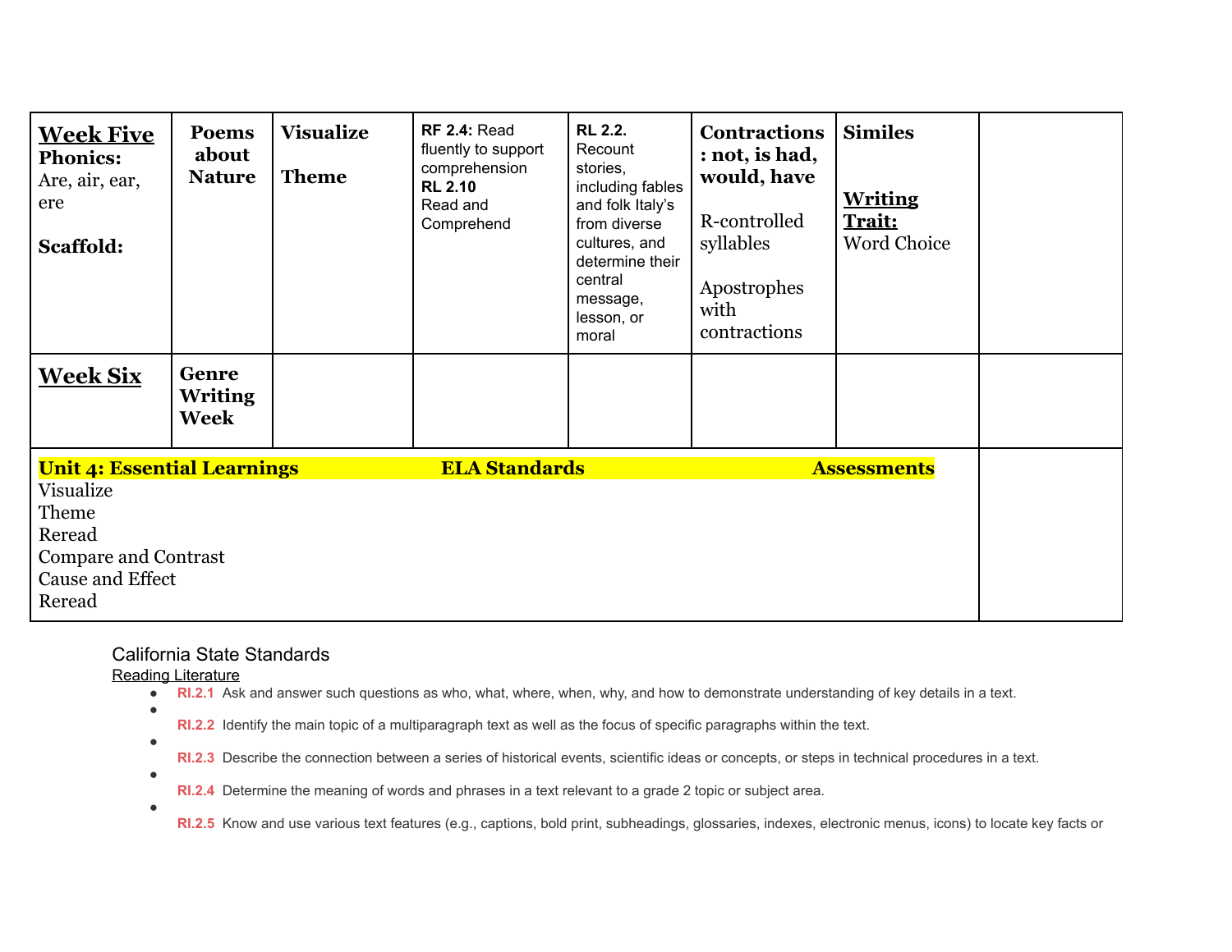| **Week Five** **Phonics:** Are, air, ear, ere **Scaffold:** | **Poems about Nature** | **Visualize** **Theme** | **RF 2.4:** Read fluently to support comprehension **RL 2.10** Read and Comprehend | **RL 2.2.** Recount stories, including fables and folk Italy's from diverse cultures, and determine their central message, lesson, or moral | **Contractions : not, is had, would, have** R-controlled syllables Apostrophes with contractions | **Similes** **Writing Trait:** Word Choice | |
|---|---|---|---|---|---|---|---|
| **Week Six** | **Genre Writing Week** | | | | | | |
| **Unit 4: Essential Learnings** Visualize Theme Reread Compare and Contrast Cause and Effect Reread | **ELA Standards** | | | **Assessments** | | | |

California State Standards

Reading Literature

- **RI.2.1** Ask and answer such questions as who, what, where, when, why, and how to demonstrate understanding of key details in a text.
- **RI.2.2** Identify the main topic of a multiparagraph text as well as the focus of specific paragraphs within the text.
- **RI.2.3** Describe the connection between a series of historical events, scientific ideas or concepts, or steps in technical procedures in a text.
- **RI.2.4** Determine the meaning of words and phrases in a text relevant to a grade 2 topic or subject area.
- **RI.2.5** Know and use various text features (e.g., captions, bold print, subheadings, glossaries, indexes, electronic menus, icons) to locate key facts or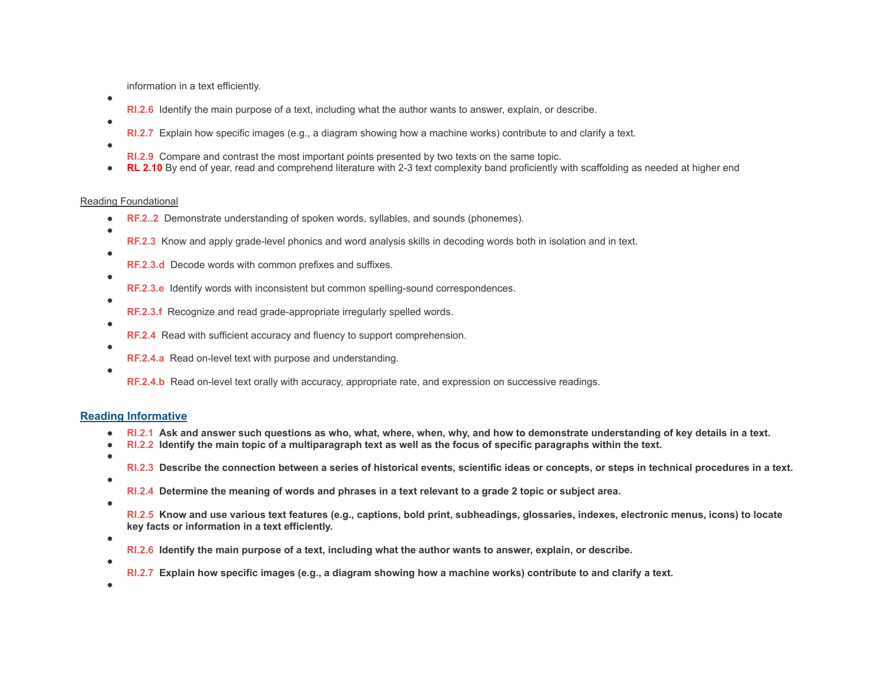information in a text efficiently.

- **RI.2.6** Identify the main purpose of a text, including what the author wants to answer, explain, or describe.
- **RI.2.7** Explain how specific images (e.g., a diagram showing how a machine works) contribute to and clarify a text.
- **RI.2.9** Compare and contrast the most important points presented by two texts on the same topic.
- **RL 2.10** By end of year, read and comprehend literature with 2-3 text complexity band proficiently with scaffolding as needed at higher end

Reading Foundational

- **RF.2..2** Demonstrate understanding of spoken words, syllables, and sounds (phonemes).
- **RF.2.3** Know and apply grade-level phonics and word analysis skills in decoding words both in isolation and in text.
- **RF.2.3.d** Decode words with common prefixes and suffixes.
- **RF.2.3.e** Identify words with inconsistent but common spelling-sound correspondences.
- **RF.2.3.f** Recognize and read grade-appropriate irregularly spelled words.
- **RF.2.4** Read with sufficient accuracy and fluency to support comprehension.
- **RF.2.4.a** Read on-level text with purpose and understanding.
- **RF.2.4.b** Read on-level text orally with accuracy, appropriate rate, and expression on successive readings.

## Reading Informative

- **RI.2.1 Ask and answer such questions as who, what, where, when, why, and how to demonstrate understanding of key details in a text.**
- **RI.2.2 Identify the main topic of a multiparagraph text as well as the focus of specific paragraphs within the text.**
- **RI.2.3 Describe the connection between a series of historical events, scientific ideas or concepts, or steps in technical procedures in a text.**
- **RI.2.4 Determine the meaning of words and phrases in a text relevant to a grade 2 topic or subject area.**
- **RI.2.5 Know and use various text features (e.g., captions, bold print, subheadings, glossaries, indexes, electronic menus, icons) to locate key facts or information in a text efficiently.**
- **RI.2.6 Identify the main purpose of a text, including what the author wants to answer, explain, or describe.**
- **RI.2.7 Explain how specific images (e.g., a diagram showing how a machine works) contribute to and clarify a text.**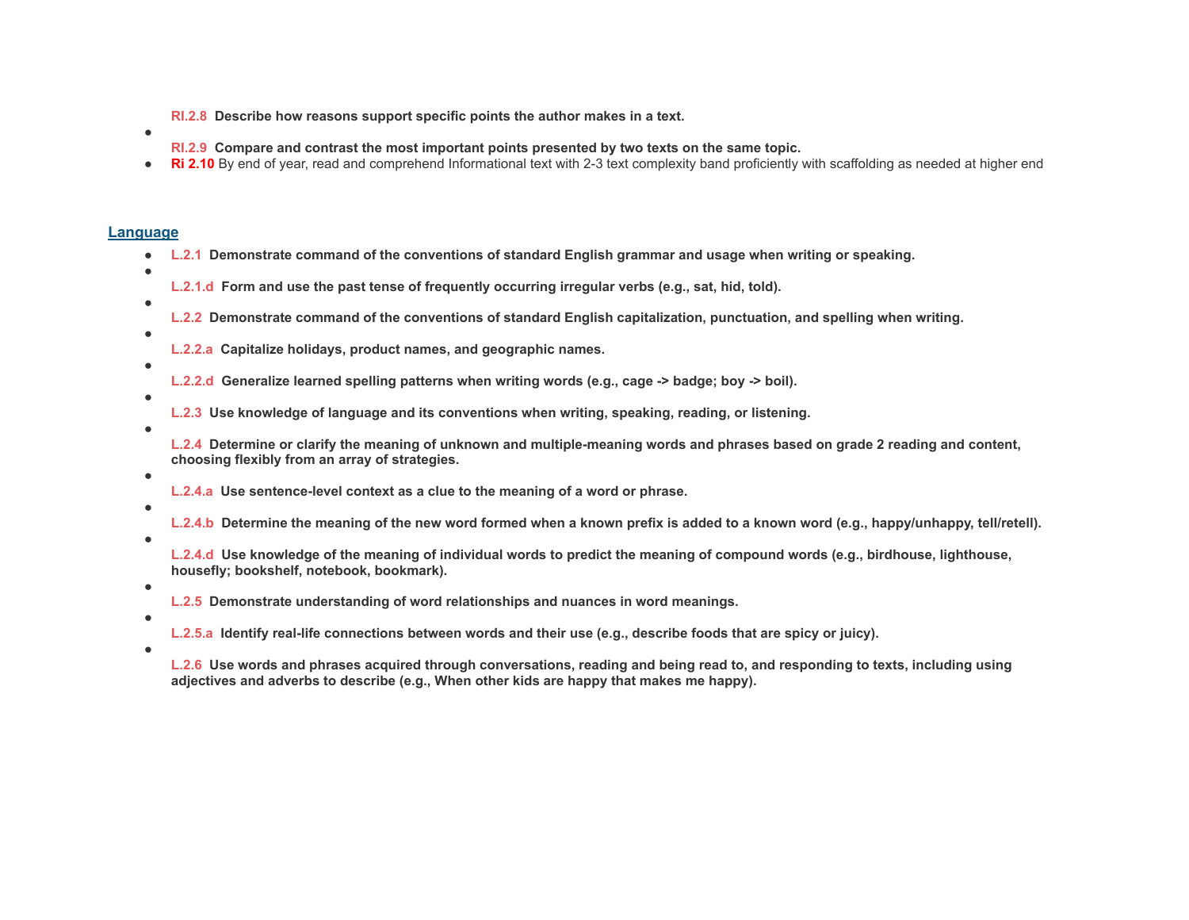**RI.2.8 Describe how reasons support specific points the author makes in a text.**

- **RI.2.9 Compare and contrast the most important points presented by two texts on the same topic.**
- **Ri 2.10** By end of year, read and comprehend Informational text with 2-3 text complexity band proficiently with scaffolding as needed at higher end

## Language

- **L.2.1 Demonstrate command of the conventions of standard English grammar and usage when writing or speaking.**
- **L.2.1.d Form and use the past tense of frequently occurring irregular verbs (e.g., sat, hid, told).**
- **L.2.2 Demonstrate command of the conventions of standard English capitalization, punctuation, and spelling when writing.**
- **L.2.2.a Capitalize holidays, product names, and geographic names.**
- **L.2.2.d Generalize learned spelling patterns when writing words (e.g., cage -> badge; boy -> boil).**
- **L.2.3 Use knowledge of language and its conventions when writing, speaking, reading, or listening.**
- **L.2.4 Determine or clarify the meaning of unknown and multiple-meaning words and phrases based on grade 2 reading and content, choosing flexibly from an array of strategies.**
- **L.2.4.a Use sentence-level context as a clue to the meaning of a word or phrase.**
- **L.2.4.b Determine the meaning of the new word formed when a known prefix is added to a known word (e.g., happy/unhappy, tell/retell).**
- **L.2.4.d Use knowledge of the meaning of individual words to predict the meaning of compound words (e.g., birdhouse, lighthouse, housefly; bookshelf, notebook, bookmark).**
- **L.2.5 Demonstrate understanding of word relationships and nuances in word meanings.**
- **L.2.5.a Identify real-life connections between words and their use (e.g., describe foods that are spicy or juicy).**
- **L.2.6 Use words and phrases acquired through conversations, reading and being read to, and responding to texts, including using adjectives and adverbs to describe (e.g., When other kids are happy that makes me happy).**